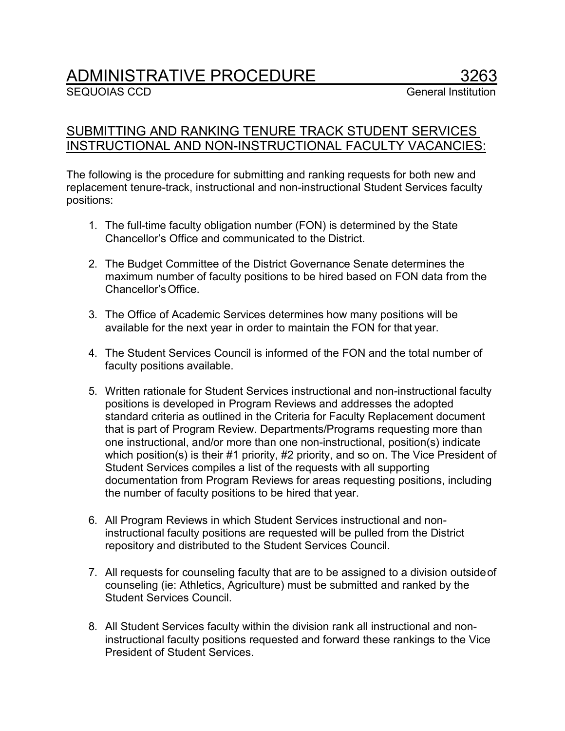# ADMINISTRATIVE PROCEDURE 3263

SEQUOIAS CCD General Institution

## SUBMITTING AND RANKING TENURE TRACK STUDENT SERVICES INSTRUCTIONAL AND NON-INSTRUCTIONAL FACULTY VACANCIES:

The following is the procedure for submitting and ranking requests for both new and replacement tenure-track, instructional and non-instructional Student Services faculty positions:

1. The full-time faculty obligation number (FON) is determined by the State Chancellor's Office and communicated to the District.

2. The Budget Committee of the District Governance Senate determines the maximum number of faculty positions to be hired based on FON data from the Chancellor's Office.

3. The Office of Academic Services determines how many positions will be available for the next year in order to maintain the FON for that year.

4. The Student Services Council is informed of the FON and the total number of faculty positions available.

5. Written rationale for Student Services instructional and non-instructional faculty positions is developed in Program Reviews and addresses the adopted standard criteria as outlined in the Criteria for Faculty Replacement document that is part of Program Review. Departments/Programs requesting more than one instructional, and/or more than one non-instructional, position(s) indicate which position(s) is their #1 priority, #2 priority, and so on. The Vice President of Student Services compiles a list of the requests with all supporting documentation from Program Reviews for areas requesting positions, including the number of faculty positions to be hired that year.

6. All Program Reviews in which Student Services instructional and non-instructional faculty positions are requested will be pulled from the District repository and distributed to the Student Services Council.

7. All requests for counseling faculty that are to be assigned to a division outside of counseling (ie: Athletics, Agriculture) must be submitted and ranked by the Student Services Council.

8. All Student Services faculty within the division rank all instructional and non-instructional faculty positions requested and forward these rankings to the Vice President of Student Services.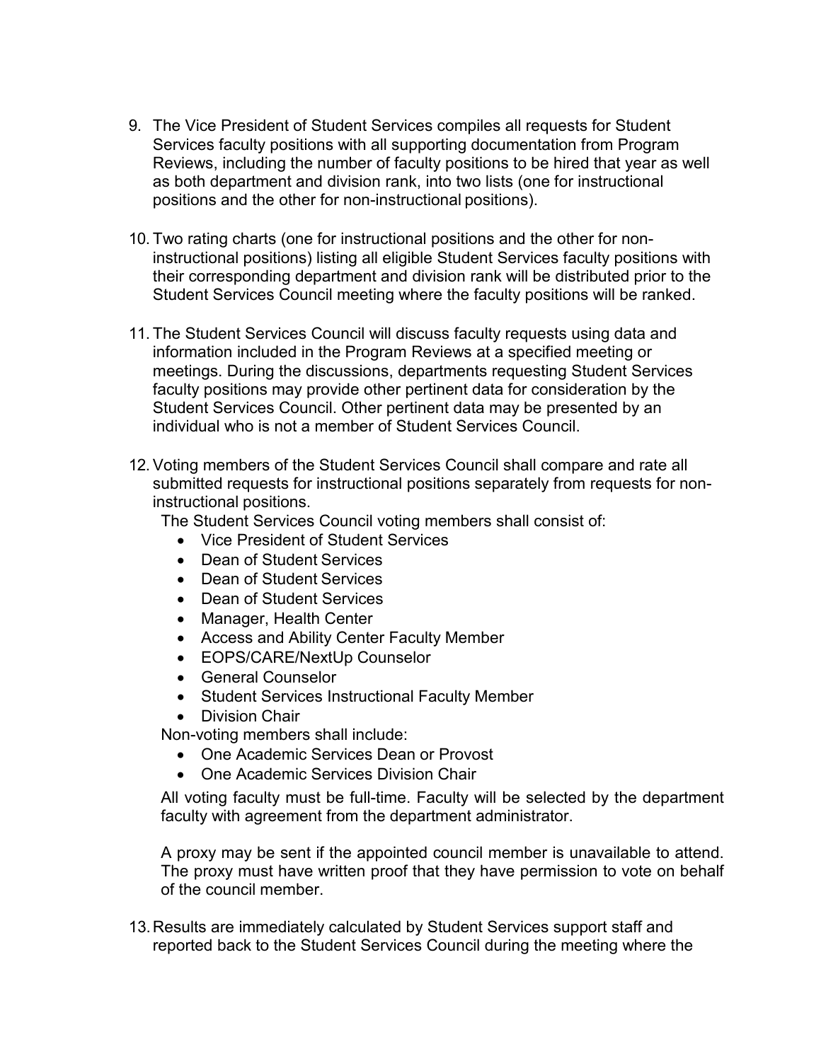9. The Vice President of Student Services compiles all requests for Student Services faculty positions with all supporting documentation from Program Reviews, including the number of faculty positions to be hired that year as well as both department and division rank, into two lists (one for instructional positions and the other for non-instructional positions).

10. Two rating charts (one for instructional positions and the other for non-instructional positions) listing all eligible Student Services faculty positions with their corresponding department and division rank will be distributed prior to the Student Services Council meeting where the faculty positions will be ranked.

11. The Student Services Council will discuss faculty requests using data and information included in the Program Reviews at a specified meeting or meetings. During the discussions, departments requesting Student Services faculty positions may provide other pertinent data for consideration by the Student Services Council. Other pertinent data may be presented by an individual who is not a member of Student Services Council.

12. Voting members of the Student Services Council shall compare and rate all submitted requests for instructional positions separately from requests for non-instructional positions.

    The Student Services Council voting members shall consist of:

    - Vice President of Student Services
    - Dean of Student Services
    - Dean of Student Services
    - Dean of Student Services
    - Manager, Health Center
    - Access and Ability Center Faculty Member
    - EOPS/CARE/NextUp Counselor
    - General Counselor
    - Student Services Instructional Faculty Member
    - Division Chair

    Non-voting members shall include:

    - One Academic Services Dean or Provost
    - One Academic Services Division Chair

    All voting faculty must be full-time. Faculty will be selected by the department faculty with agreement from the department administrator.

    A proxy may be sent if the appointed council member is unavailable to attend. The proxy must have written proof that they have permission to vote on behalf of the council member.

13. Results are immediately calculated by Student Services support staff and reported back to the Student Services Council during the meeting where the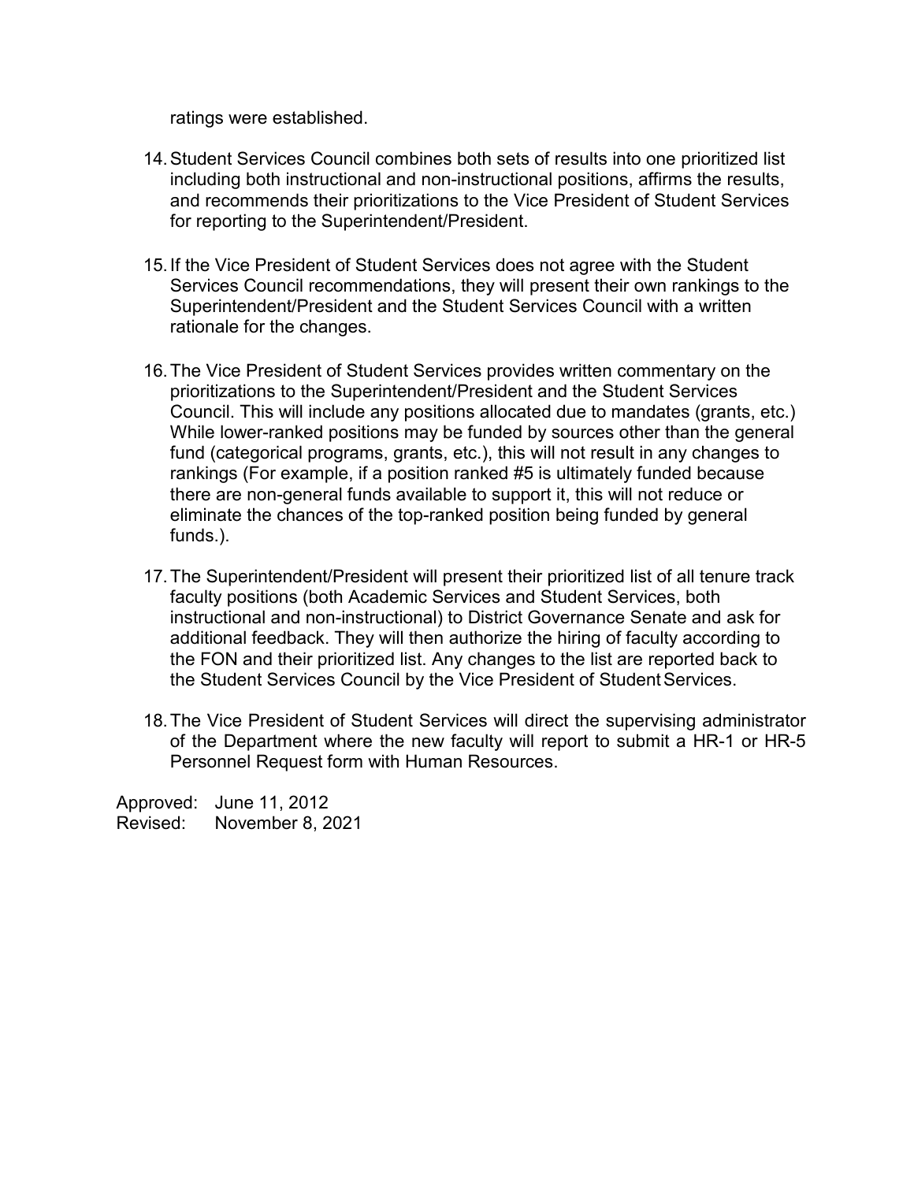ratings were established.

14. Student Services Council combines both sets of results into one prioritized list including both instructional and non-instructional positions, affirms the results, and recommends their prioritizations to the Vice President of Student Services for reporting to the Superintendent/President.

15. If the Vice President of Student Services does not agree with the Student Services Council recommendations, they will present their own rankings to the Superintendent/President and the Student Services Council with a written rationale for the changes.

16. The Vice President of Student Services provides written commentary on the prioritizations to the Superintendent/President and the Student Services Council. This will include any positions allocated due to mandates (grants, etc.) While lower-ranked positions may be funded by sources other than the general fund (categorical programs, grants, etc.), this will not result in any changes to rankings (For example, if a position ranked #5 is ultimately funded because there are non-general funds available to support it, this will not reduce or eliminate the chances of the top-ranked position being funded by general funds.).

17. The Superintendent/President will present their prioritized list of all tenure track faculty positions (both Academic Services and Student Services, both instructional and non-instructional) to District Governance Senate and ask for additional feedback. They will then authorize the hiring of faculty according to the FON and their prioritized list. Any changes to the list are reported back to the Student Services Council by the Vice President of Student Services.

18. The Vice President of Student Services will direct the supervising administrator of the Department where the new faculty will report to submit a HR-1 or HR-5 Personnel Request form with Human Resources.

Approved: June 11, 2012
Revised: November 8, 2021